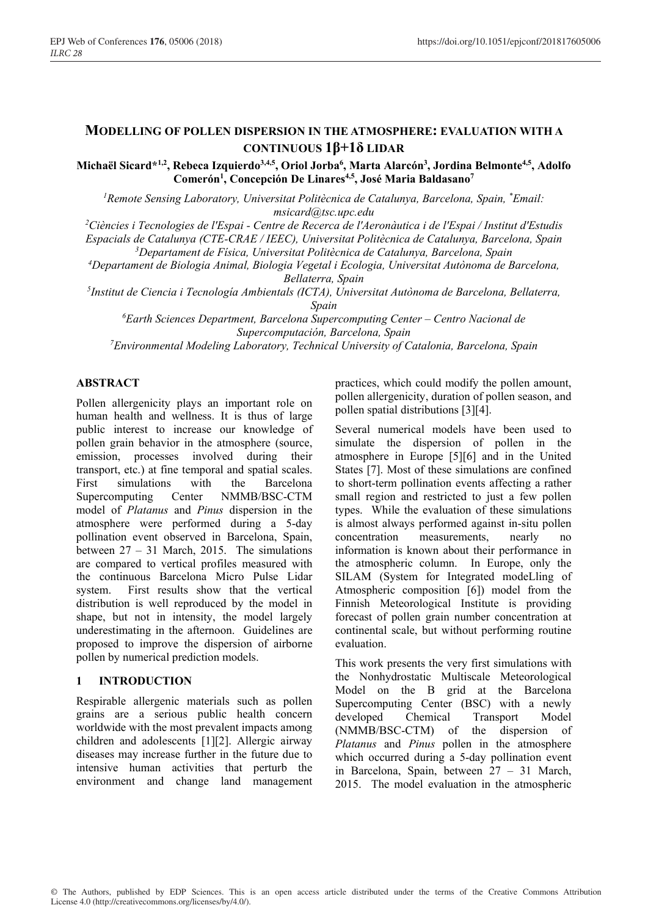# MODELLING OF POLLEN DISPERSION IN THE ATMOSPHERE: EVALUATION WITH A CONTINUOUS 1β+1δ LIDAR

**Michaël Sicard*[1,2], Rebeca Izquierdo[3,4,5], Oriol Jorba[6], Marta Alarcón[3], Jordina Belmonte[4,5], Adolfo Comerón[1], Concepción De Linares[4,5], José Maria Baldasano[7]**

*[1]Remote Sensing Laboratory, Universitat Politècnica de Catalunya, Barcelona, Spain, *Email: msicard@tsc.upc.edu*

*[2]Ciències i Tecnologies de l'Espai - Centre de Recerca de l'Aeronàutica i de l'Espai / Institut d'Estudis Espacials de Catalunya (CTE-CRAE / IEEC), Universitat Politècnica de Catalunya, Barcelona, Spain*

*[3]Departament de Física, Universitat Politècnica de Catalunya, Barcelona, Spain*

*[4]Departament de Biologia Animal, Biologia Vegetal i Ecologia, Universitat Autònoma de Barcelona, Bellaterra, Spain*

*[5]Institut de Ciencia i Tecnología Ambientals (ICTA), Universitat Autònoma de Barcelona, Bellaterra, Spain*

*[6]Earth Sciences Department, Barcelona Supercomputing Center – Centro Nacional de Supercomputación, Barcelona, Spain*

*[7]Environmental Modeling Laboratory, Technical University of Catalonia, Barcelona, Spain*

## ABSTRACT

Pollen allergenicity plays an important role on human health and wellness. It is thus of large public interest to increase our knowledge of pollen grain behavior in the atmosphere (source, emission, processes involved during their transport, etc.) at fine temporal and spatial scales. First simulations with the Barcelona Supercomputing Center NMMB/BSC-CTM model of *Platanus* and *Pinus* dispersion in the atmosphere were performed during a 5-day pollination event observed in Barcelona, Spain, between 27 – 31 March, 2015. The simulations are compared to vertical profiles measured with the continuous Barcelona Micro Pulse Lidar system. First results show that the vertical distribution is well reproduced by the model in shape, but not in intensity, the model largely underestimating in the afternoon. Guidelines are proposed to improve the dispersion of airborne pollen by numerical prediction models.

## 1 INTRODUCTION

Respirable allergenic materials such as pollen grains are a serious public health concern worldwide with the most prevalent impacts among children and adolescents [1][2]. Allergic airway diseases may increase further in the future due to intensive human activities that perturb the environment and change land management practices, which could modify the pollen amount, pollen allergenicity, duration of pollen season, and pollen spatial distributions [3][4].

Several numerical models have been used to simulate the dispersion of pollen in the atmosphere in Europe [5][6] and in the United States [7]. Most of these simulations are confined to short-term pollination events affecting a rather small region and restricted to just a few pollen types. While the evaluation of these simulations is almost always performed against in-situ pollen concentration measurements, nearly no information is known about their performance in the atmospheric column. In Europe, only the SILAM (System for Integrated modeLling of Atmospheric composition [6]) model from the Finnish Meteorological Institute is providing forecast of pollen grain number concentration at continental scale, but without performing routine evaluation.

This work presents the very first simulations with the Nonhydrostatic Multiscale Meteorological Model on the B grid at the Barcelona Supercomputing Center (BSC) with a newly developed Chemical Transport Model (NMMB/BSC-CTM) of the dispersion of *Platanus* and *Pinus* pollen in the atmosphere which occurred during a 5-day pollination event in Barcelona, Spain, between 27 – 31 March, 2015. The model evaluation in the atmospheric

© The Authors, published by EDP Sciences. This is an open access article distributed under the terms of the Creative Commons Attribution License 4.0 (http://creativecommons.org/licenses/by/4.0/).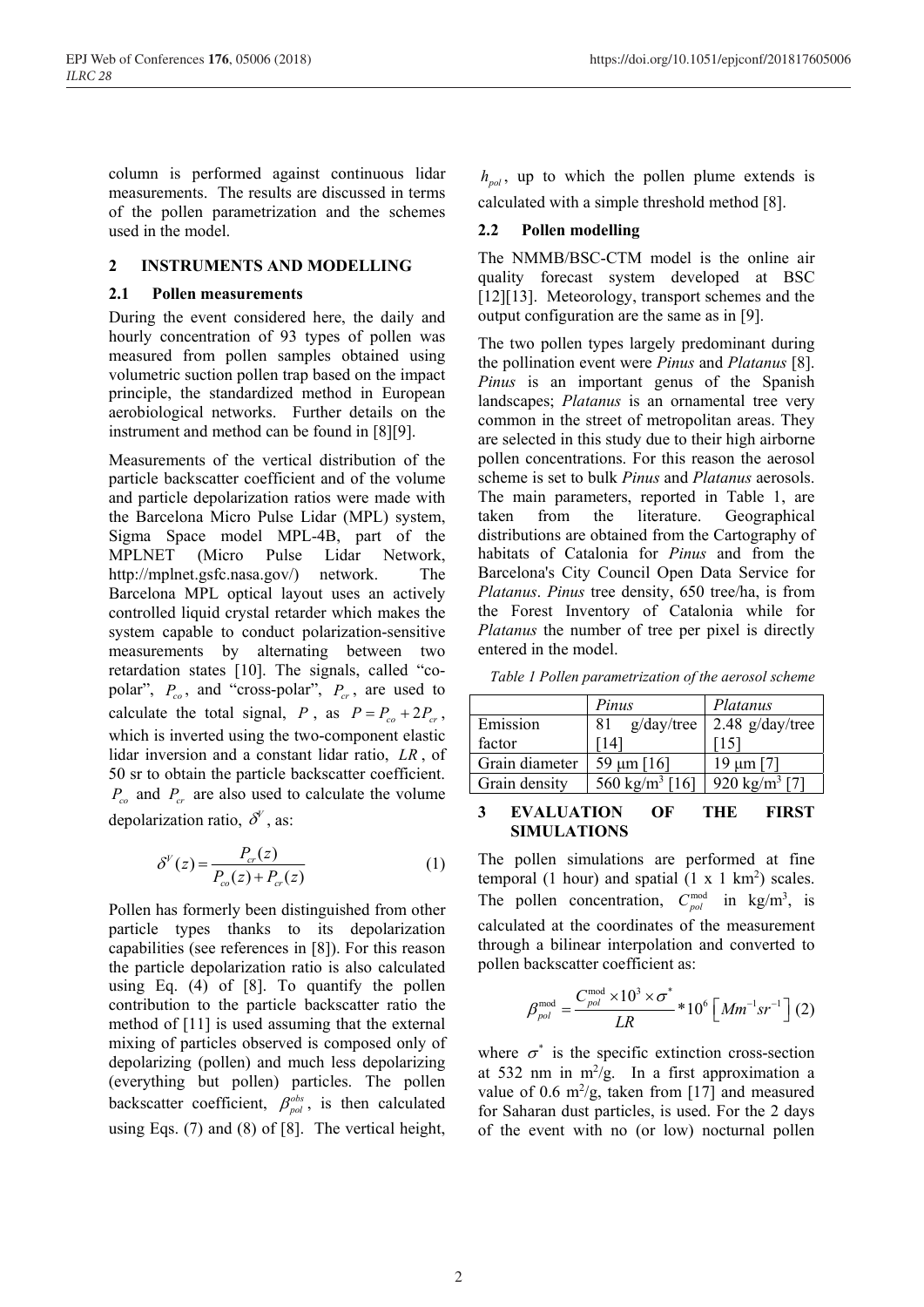column is performed against continuous lidar measurements. The results are discussed in terms of the pollen parametrization and the schemes used in the model.

## 2 INSTRUMENTS AND MODELLING

### 2.1 Pollen measurements

During the event considered here, the daily and hourly concentration of 93 types of pollen was measured from pollen samples obtained using volumetric suction pollen trap based on the impact principle, the standardized method in European aerobiological networks. Further details on the instrument and method can be found in [8][9].

Measurements of the vertical distribution of the particle backscatter coefficient and of the volume and particle depolarization ratios were made with the Barcelona Micro Pulse Lidar (MPL) system, Sigma Space model MPL-4B, part of the MPLNET (Micro Pulse Lidar Network, http://mplnet.gsfc.nasa.gov/) network. The Barcelona MPL optical layout uses an actively controlled liquid crystal retarder which makes the system capable to conduct polarization-sensitive measurements by alternating between two retardation states [10]. The signals, called "co-polar", $P_{co}$, and "cross-polar", $P_{cr}$, are used to calculate the total signal, $P$, as $P = P_{co} + 2P_{cr}$, which is inverted using the two-component elastic lidar inversion and a constant lidar ratio, $LR$, of 50 sr to obtain the particle backscatter coefficient. $P_{co}$ and $P_{cr}$ are also used to calculate the volume depolarization ratio, $\delta^{V}$, as:

$$\delta^{V}(z) = \frac{P_{cr}(z)}{P_{co}(z) + P_{cr}(z)} \tag{1}$$

Pollen has formerly been distinguished from other particle types thanks to its depolarization capabilities (see references in [8]). For this reason the particle depolarization ratio is also calculated using Eq. (4) of [8]. To quantify the pollen contribution to the particle backscatter ratio the method of [11] is used assuming that the external mixing of particles observed is composed only of depolarizing (pollen) and much less depolarizing (everything but pollen) particles. The pollen backscatter coefficient, $\beta_{pol}^{obs}$, is then calculated using Eqs. (7) and (8) of [8]. The vertical height, $h_{pol}$, up to which the pollen plume extends is calculated with a simple threshold method [8].

### 2.2 Pollen modelling

The NMMB/BSC-CTM model is the online air quality forecast system developed at BSC [12][13]. Meteorology, transport schemes and the output configuration are the same as in [9].

The two pollen types largely predominant during the pollination event were *Pinus* and *Platanus* [8]. *Pinus* is an important genus of the Spanish landscapes; *Platanus* is an ornamental tree very common in the street of metropolitan areas. They are selected in this study due to their high airborne pollen concentrations. For this reason the aerosol scheme is set to bulk *Pinus* and *Platanus* aerosols. The main parameters, reported in Table 1, are taken from the literature. Geographical distributions are obtained from the Cartography of habitats of Catalonia for *Pinus* and from the Barcelona's City Council Open Data Service for *Platanus*. *Pinus* tree density, 650 tree/ha, is from the Forest Inventory of Catalonia while for *Platanus* the number of tree per pixel is directly entered in the model.

*Table 1 Pollen parametrization of the aerosol scheme*

| | *Pinus* | *Platanus* |
|---|---|---|
| Emission factor | 81 g/day/tree [14] | 2.48 g/day/tree [15] |
| Grain diameter | 59 μm [16] | 19 μm [7] |
| Grain density | 560 kg/m$^3$ [16] | 920 kg/m$^3$ [7] |

## 3 EVALUATION OF THE FIRST SIMULATIONS

The pollen simulations are performed at fine temporal (1 hour) and spatial (1 x 1 km$^2$) scales. The pollen concentration, $C_{pol}^{\mathrm{mod}}$ in kg/m$^3$, is calculated at the coordinates of the measurement through a bilinear interpolation and converted to pollen backscatter coefficient as:

$$\beta_{pol}^{\mathrm{mod}} = \frac{C_{pol}^{\mathrm{mod}} \times 10^{3} \times \sigma^{*}}{LR} * 10^{6} \left[ Mm^{-1} sr^{-1} \right] \tag{2}$$

where $\sigma^{*}$ is the specific extinction cross-section at 532 nm in m$^2$/g. In a first approximation a value of 0.6 m$^2$/g, taken from [17] and measured for Saharan dust particles, is used. For the 2 days of the event with no (or low) nocturnal pollen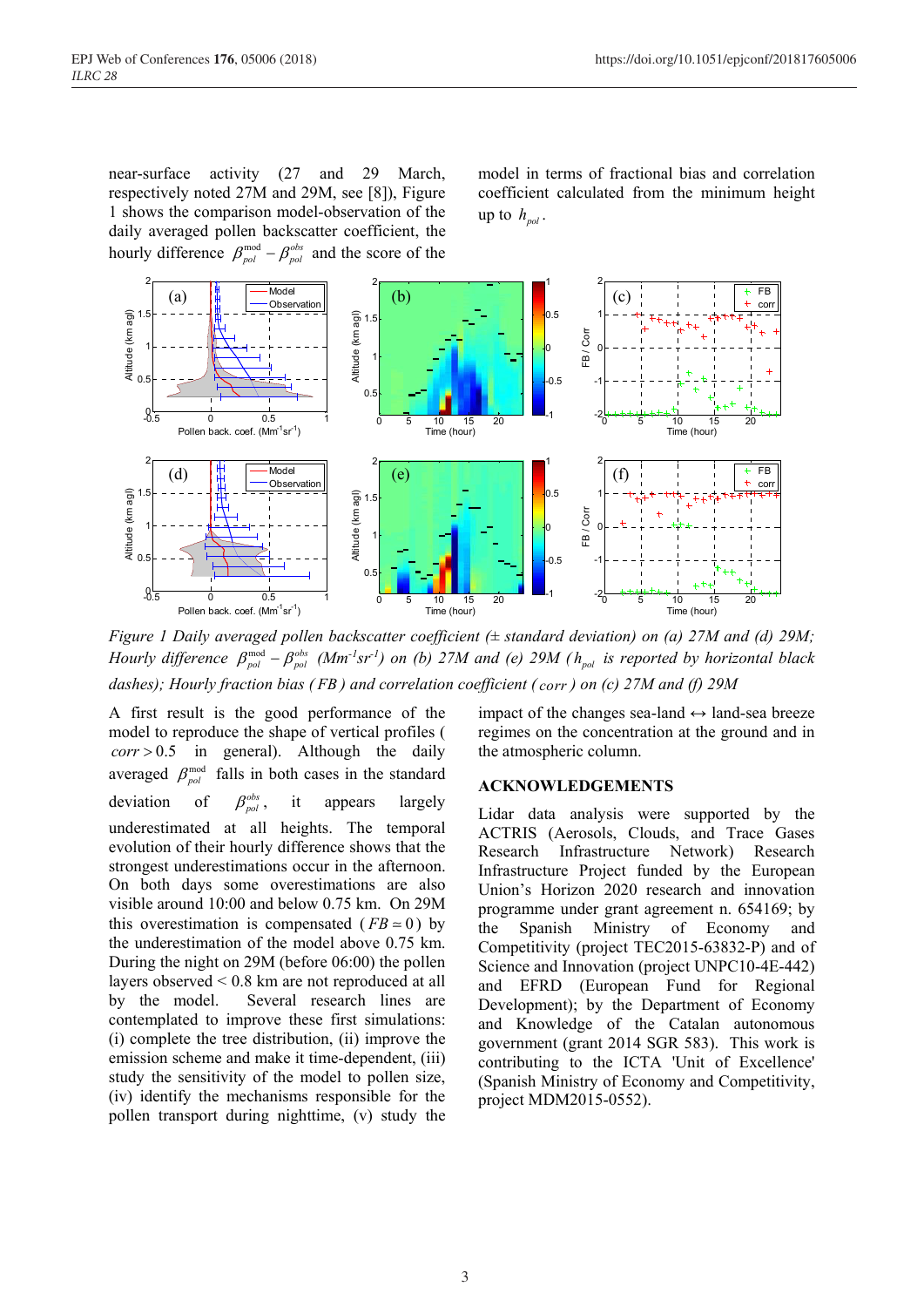near-surface activity (27 and 29 March, respectively noted 27M and 29M, see [8]), Figure 1 shows the comparison model-observation of the daily averaged pollen backscatter coefficient, the hourly difference $\beta_{pol}^{\mathrm{mod}} - \beta_{pol}^{obs}$ and the score of the model in terms of fractional bias and correlation coefficient calculated from the minimum height up to $h_{pol}$.

*Figure 1 Daily averaged pollen backscatter coefficient (± standard deviation) on (a) 27M and (d) 29M; Hourly difference $\beta_{pol}^{\mathrm{mod}} - \beta_{pol}^{obs}$ (Mm$^{-1}$sr$^{-1}$) on (b) 27M and (e) 29M ($h_{pol}$ is reported by horizontal black dashes); Hourly fraction bias ($FB$) and correlation coefficient ($corr$) on (c) 27M and (f) 29M*

A first result is the good performance of the model to reproduce the shape of vertical profiles ($corr > 0.5$ in general). Although the daily averaged $\beta_{pol}^{\mathrm{mod}}$ falls in both cases in the standard deviation of $\beta_{pol}^{obs}$, it appears largely underestimated at all heights. The temporal evolution of their hourly difference shows that the strongest underestimations occur in the afternoon. On both days some overestimations are also visible around 10:00 and below 0.75 km. On 29M this overestimation is compensated ($FB \simeq 0$) by the underestimation of the model above 0.75 km. During the night on 29M (before 06:00) the pollen layers observed < 0.8 km are not reproduced at all by the model. Several research lines are contemplated to improve these first simulations: (i) complete the tree distribution, (ii) improve the emission scheme and make it time-dependent, (iii) study the sensitivity of the model to pollen size, (iv) identify the mechanisms responsible for the pollen transport during nighttime, (v) study the impact of the changes sea-land ↔ land-sea breeze regimes on the concentration at the ground and in the atmospheric column.

## ACKNOWLEDGEMENTS

Lidar data analysis were supported by the ACTRIS (Aerosols, Clouds, and Trace Gases Research Infrastructure Network) Research Infrastructure Project funded by the European Union's Horizon 2020 research and innovation programme under grant agreement n. 654169; by the Spanish Ministry of Economy and Competitivity (project TEC2015-63832-P) and of Science and Innovation (project UNPC10-4E-442) and EFRD (European Fund for Regional Development); by the Department of Economy and Knowledge of the Catalan autonomous government (grant 2014 SGR 583). This work is contributing to the ICTA 'Unit of Excellence' (Spanish Ministry of Economy and Competitivity, project MDM2015-0552).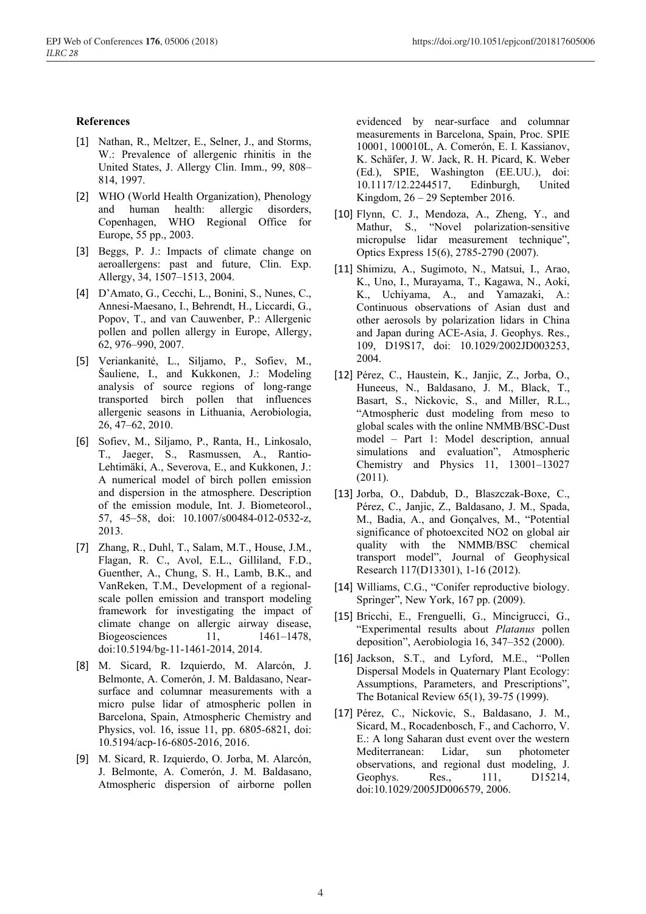**References**

[1] Nathan, R., Meltzer, E., Selner, J., and Storms, W.: Prevalence of allergenic rhinitis in the United States, J. Allergy Clin. Imm., 99, 808–814, 1997.

[2] WHO (World Health Organization), Phenology and human health: allergic disorders, Copenhagen, WHO Regional Office for Europe, 55 pp., 2003.

[3] Beggs, P. J.: Impacts of climate change on aeroallergens: past and future, Clin. Exp. Allergy, 34, 1507–1513, 2004.

[4] D'Amato, G., Cecchi, L., Bonini, S., Nunes, C., Annesi-Maesano, I., Behrendt, H., Liccardi, G., Popov, T., and van Cauwenber, P.: Allergenic pollen and pollen allergy in Europe, Allergy, 62, 976–990, 2007.

[5] Veriankanité, L., Siljamo, P., Sofiev, M., Šauliene, I., and Kukkonen, J.: Modeling analysis of source regions of long-range transported birch pollen that influences allergenic seasons in Lithuania, Aerobiologia, 26, 47–62, 2010.

[6] Sofiev, M., Siljamo, P., Ranta, H., Linkosalo, T., Jaeger, S., Rasmussen, A., Rantio-Lehtimäki, A., Severova, E., and Kukkonen, J.: A numerical model of birch pollen emission and dispersion in the atmosphere. Description of the emission module, Int. J. Biometeorol., 57, 45–58, doi: 10.1007/s00484-012-0532-z, 2013.

[7] Zhang, R., Duhl, T., Salam, M.T., House, J.M., Flagan, R. C., Avol, E.L., Gilliland, F.D., Guenther, A., Chung, S. H., Lamb, B.K., and VanReken, T.M., Development of a regional-scale pollen emission and transport modeling framework for investigating the impact of climate change on allergic airway disease, Biogeosciences 11, 1461–1478, doi:10.5194/bg-11-1461-2014, 2014.

[8] M. Sicard, R. Izquierdo, M. Alarcón, J. Belmonte, A. Comerón, J. M. Baldasano, Near-surface and columnar measurements with a micro pulse lidar of atmospheric pollen in Barcelona, Spain, Atmospheric Chemistry and Physics, vol. 16, issue 11, pp. 6805-6821, doi: 10.5194/acp-16-6805-2016, 2016.

[9] M. Sicard, R. Izquierdo, O. Jorba, M. Alarcón, J. Belmonte, A. Comerón, J. M. Baldasano, Atmospheric dispersion of airborne pollen evidenced by near-surface and columnar measurements in Barcelona, Spain, Proc. SPIE 10001, 100010L, A. Comerón, E. I. Kassianov, K. Schäfer, J. W. Jack, R. H. Picard, K. Weber (Ed.), SPIE, Washington (EE.UU.), doi: 10.1117/12.2244517, Edinburgh, United Kingdom, 26 – 29 September 2016.

[10] Flynn, C. J., Mendoza, A., Zheng, Y., and Mathur, S., "Novel polarization-sensitive micropulse lidar measurement technique", Optics Express 15(6), 2785-2790 (2007).

[11] Shimizu, A., Sugimoto, N., Matsui, I., Arao, K., Uno, I., Murayama, T., Kagawa, N., Aoki, K., Uchiyama, A., and Yamazaki, A.: Continuous observations of Asian dust and other aerosols by polarization lidars in China and Japan during ACE-Asia, J. Geophys. Res., 109, D19S17, doi: 10.1029/2002JD003253, 2004.

[12] Pérez, C., Haustein, K., Janjic, Z., Jorba, O., Huneeus, N., Baldasano, J. M., Black, T., Basart, S., Nickovic, S., and Miller, R.L., "Atmospheric dust modeling from meso to global scales with the online NMMB/BSC-Dust model – Part 1: Model description, annual simulations and evaluation", Atmospheric Chemistry and Physics 11, 13001–13027 (2011).

[13] Jorba, O., Dabdub, D., Blaszczak-Boxe, C., Pérez, C., Janjic, Z., Baldasano, J. M., Spada, M., Badia, A., and Gonçalves, M., "Potential significance of photoexcited NO2 on global air quality with the NMMB/BSC chemical transport model", Journal of Geophysical Research 117(D13301), 1-16 (2012).

[14] Williams, C.G., "Conifer reproductive biology. Springer", New York, 167 pp. (2009).

[15] Bricchi, E., Frenguelli, G., Mincigrucci, G., "Experimental results about *Platanus* pollen deposition", Aerobiologia 16, 347–352 (2000).

[16] Jackson, S.T., and Lyford, M.E., "Pollen Dispersal Models in Quaternary Plant Ecology: Assumptions, Parameters, and Prescriptions", The Botanical Review 65(1), 39-75 (1999).

[17] Pérez, C., Nickovic, S., Baldasano, J. M., Sicard, M., Rocadenbosch, F., and Cachorro, V. E.: A long Saharan dust event over the western Mediterranean: Lidar, sun photometer observations, and regional dust modeling, J. Geophys. Res., 111, D15214, doi:10.1029/2005JD006579, 2006.